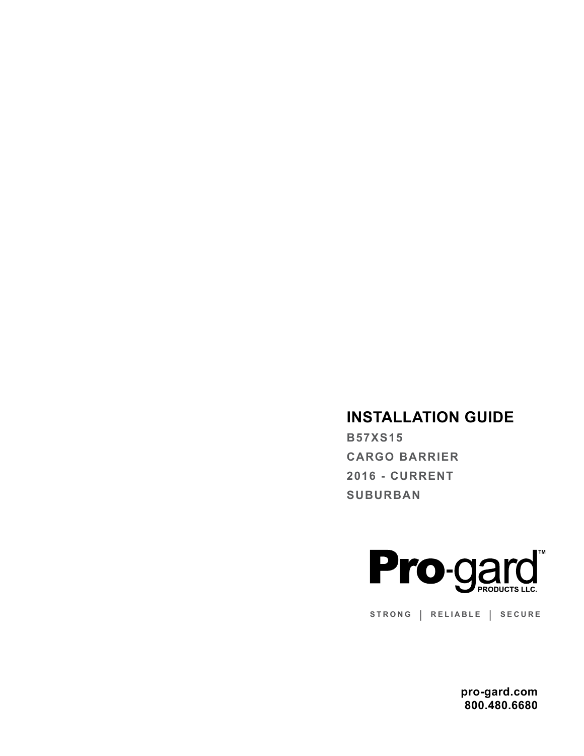# INSTALLATION GUIDE

**B57XS15**

**CARGO BARRIER**

**2016 - CURRENT**

**SUBURBAN**

**Pro-gard™ PRODUCTS LLC.**

STRONG | RELIABLE | SECURE

**pro-gard.com**
**800.480.6680**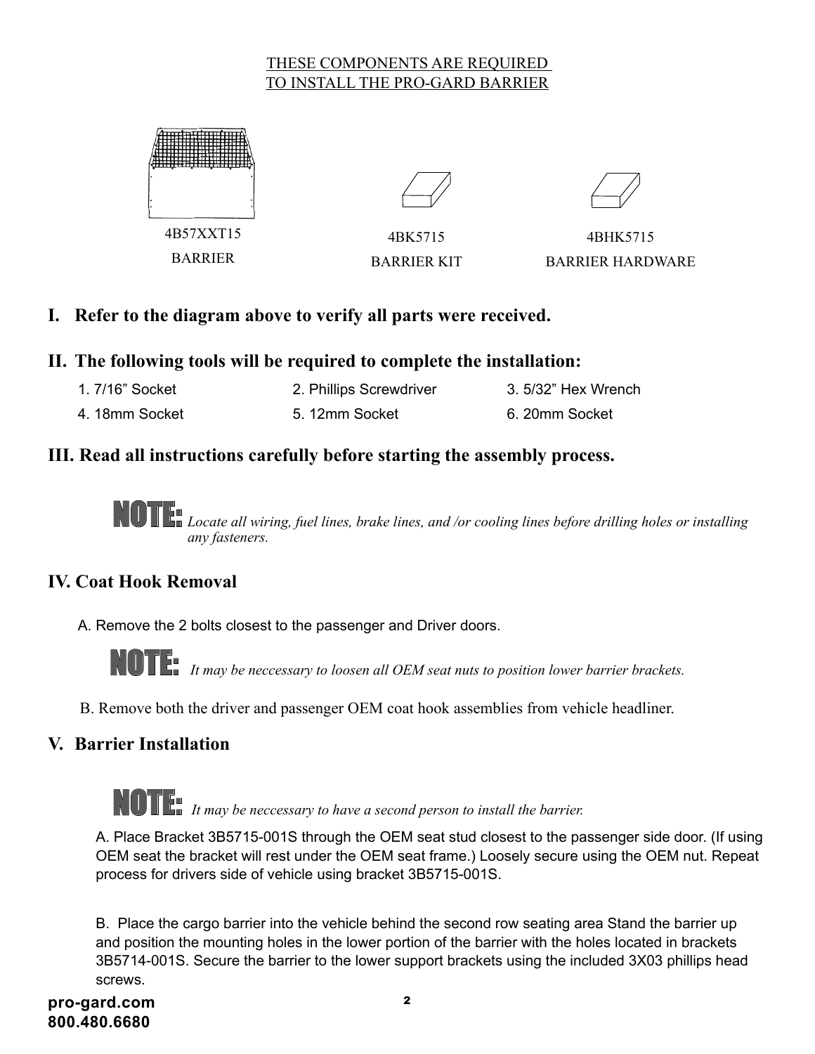THESE COMPONENTS ARE REQUIRED
TO INSTALL THE PRO-GARD BARRIER

| 4B57XXT15 | 4BK5715 | 4BHK5715 |
| --- | --- | --- |
| BARRIER | BARRIER KIT | BARRIER HARDWARE |

## I. Refer to the diagram above to verify all parts were received.

## II. The following tools will be required to complete the installation:

1. 7/16” Socket
2. Phillips Screwdriver
3. 5/32” Hex Wrench
4. 18mm Socket
5. 12mm Socket
6. 20mm Socket

## III. Read all instructions carefully before starting the assembly process.

**NOTE:** *Locate all wiring, fuel lines, brake lines, and /or cooling lines before drilling holes or installing any fasteners.*

## IV. Coat Hook Removal

A. Remove the 2 bolts closest to the passenger and Driver doors.

**NOTE:** *It may be neccessary to loosen all OEM seat nuts to position lower barrier brackets.*

B. Remove both the driver and passenger OEM coat hook assemblies from vehicle headliner.

## V. Barrier Installation

**NOTE:** *It may be neccessary to have a second person to install the barrier.*

A. Place Bracket 3B5715-001S through the OEM seat stud closest to the passenger side door. (If using OEM seat the bracket will rest under the OEM seat frame.) Loosely secure using the OEM nut. Repeat process for drivers side of vehicle using bracket 3B5715-001S.

B. Place the cargo barrier into the vehicle behind the second row seating area Stand the barrier up and position the mounting holes in the lower portion of the barrier with the holes located in brackets 3B5714-001S. Secure the barrier to the lower support brackets using the included 3X03 phillips head screws.

**pro-gard.com**
**800.480.6680**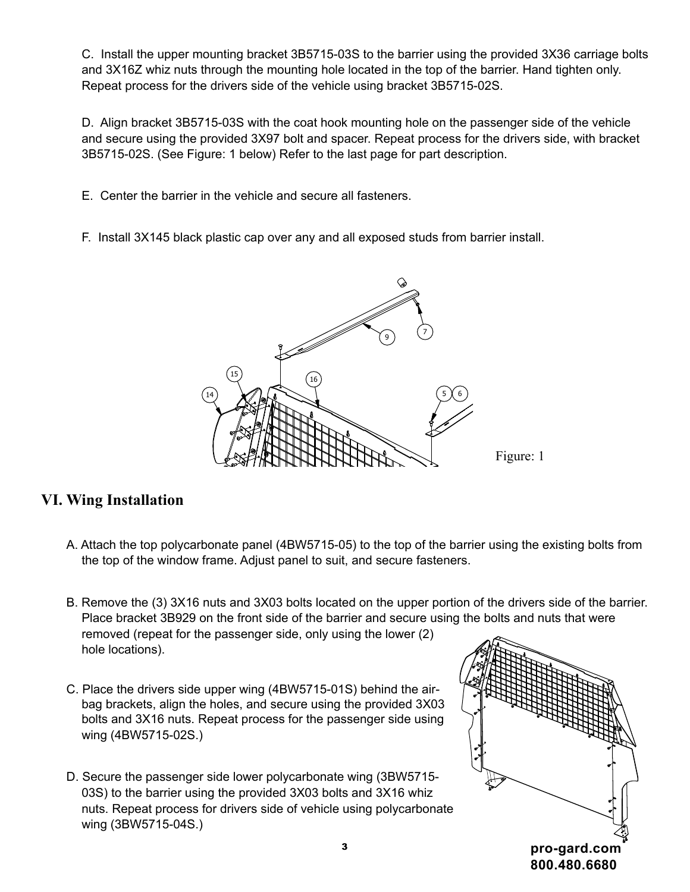C. Install the upper mounting bracket 3B5715-03S to the barrier using the provided 3X36 carriage bolts and 3X16Z whiz nuts through the mounting hole located in the top of the barrier. Hand tighten only. Repeat process for the drivers side of the vehicle using bracket 3B5715-02S.

D. Align bracket 3B5715-03S with the coat hook mounting hole on the passenger side of the vehicle and secure using the provided 3X97 bolt and spacer. Repeat process for the drivers side, with bracket 3B5715-02S. (See Figure: 1 below) Refer to the last page for part description.

E. Center the barrier in the vehicle and secure all fasteners.

F. Install 3X145 black plastic cap over any and all exposed studs from barrier install.

Figure: 1

## VI. Wing Installation

A. Attach the top polycarbonate panel (4BW5715-05) to the top of the barrier using the existing bolts from the top of the window frame. Adjust panel to suit, and secure fasteners.

B. Remove the (3) 3X16 nuts and 3X03 bolts located on the upper portion of the drivers side of the barrier. Place bracket 3B929 on the front side of the barrier and secure using the bolts and nuts that were removed (repeat for the passenger side, only using the lower (2) hole locations).

C. Place the drivers side upper wing (4BW5715-01S) behind the air-bag brackets, align the holes, and secure using the provided 3X03 bolts and 3X16 nuts. Repeat process for the passenger side using wing (4BW5715-02S.)

D. Secure the passenger side lower polycarbonate wing (3BW5715-03S) to the barrier using the provided 3X03 bolts and 3X16 whiz nuts. Repeat process for drivers side of vehicle using polycarbonate wing (3BW5715-04S.)

**pro-gard.com**
**800.480.6680**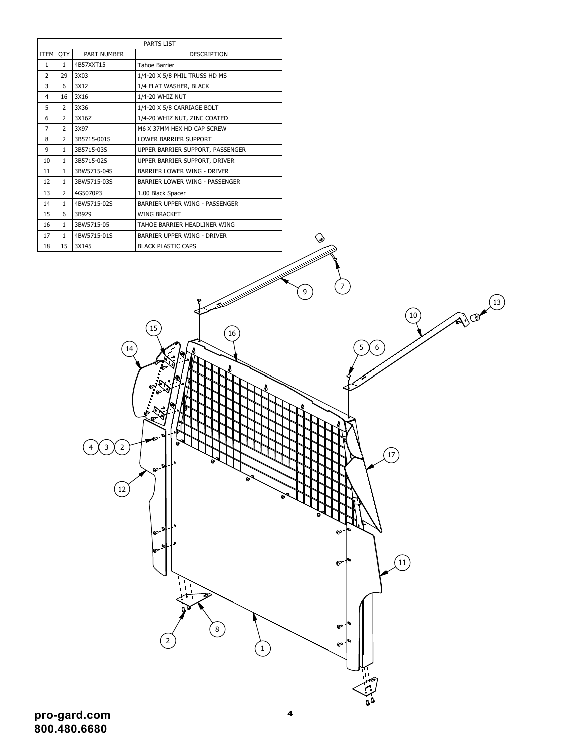| PARTS LIST | | | |
|---|---|---|---|
| ITEM | QTY | PART NUMBER | DESCRIPTION |
| 1 | 1 | 4B57XXT15 | Tahoe Barrier |
| 2 | 29 | 3X03 | 1/4-20 X 5/8 PHIL TRUSS HD MS |
| 3 | 6 | 3X12 | 1/4 FLAT WASHER, BLACK |
| 4 | 16 | 3X16 | 1/4-20 WHIZ NUT |
| 5 | 2 | 3X36 | 1/4-20 X 5/8 CARRIAGE BOLT |
| 6 | 2 | 3X16Z | 1/4-20 WHIZ NUT, ZINC COATED |
| 7 | 2 | 3X97 | M6 X 37MM HEX HD CAP SCREW |
| 8 | 2 | 3B5715-001S | LOWER BARRIER SUPPORT |
| 9 | 1 | 3B5715-03S | UPPER BARRIER SUPPORT, PASSENGER |
| 10 | 1 | 3B5715-02S | UPPER BARRIER SUPPORT, DRIVER |
| 11 | 1 | 3BW5715-04S | BARRIER LOWER WING - DRIVER |
| 12 | 1 | 3BW5715-03S | BARRIER LOWER WING - PASSENGER |
| 13 | 2 | 4G5070P3 | 1.00 Black Spacer |
| 14 | 1 | 4BW5715-02S | BARRIER UPPER WING - PASSENGER |
| 15 | 6 | 3B929 | WING BRACKET |
| 16 | 1 | 3BW5715-05 | TAHOE BARRIER HEADLINER WING |
| 17 | 1 | 4BW5715-01S | BARRIER UPPER WING - DRIVER |
| 18 | 15 | 3X145 | BLACK PLASTIC CAPS |

9
7
13
10
15
16
5 6
14
4 3 2
17
12
11
8
2
1

**pro-gard.com**
**800.480.6680**